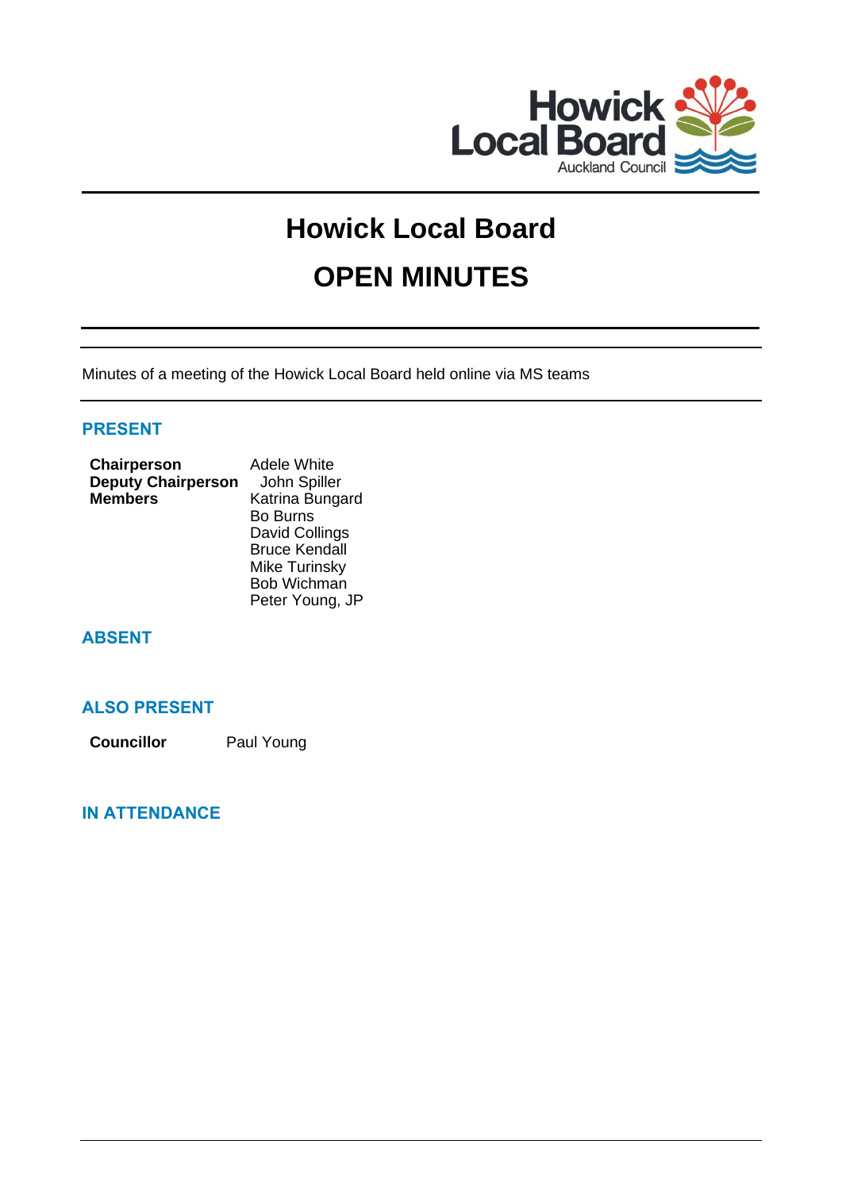Howick Local Board
Auckland Council

# Howick Local Board

# OPEN MINUTES

Minutes of a meeting of the Howick Local Board held online via MS teams

## PRESENT

| | |
|---|---|
| **Chairperson** | Adele White |
| **Deputy Chairperson** | John Spiller |
| **Members** | Katrina Bungard |
| | Bo Burns |
| | David Collings |
| | Bruce Kendall |
| | Mike Turinsky |
| | Bob Wichman |
| | Peter Young, JP |

## ABSENT

## ALSO PRESENT

| | |
|---|---|
| **Councillor** | Paul Young |

## IN ATTENDANCE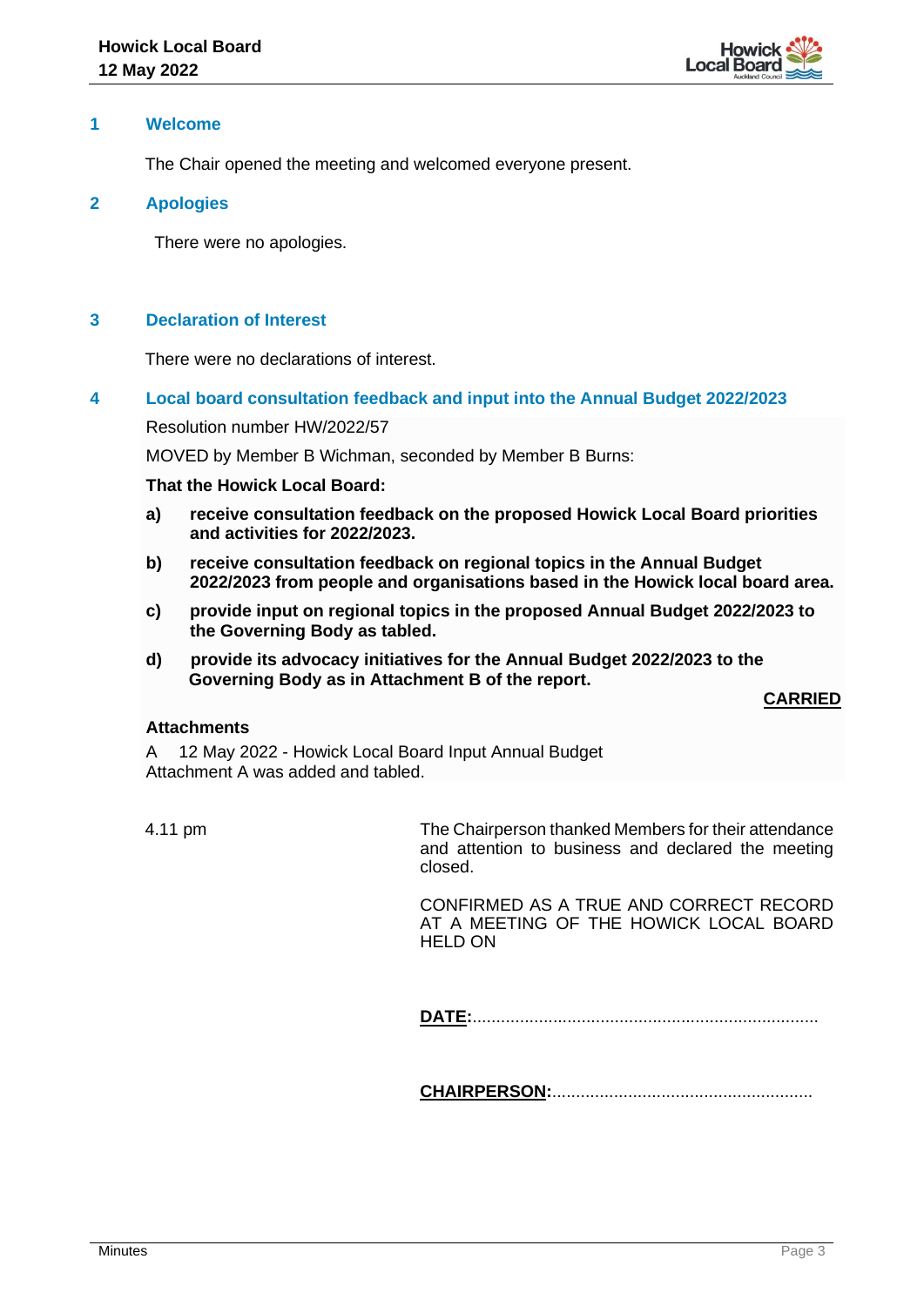## 1 Welcome

The Chair opened the meeting and welcomed everyone present.

## 2 Apologies

There were no apologies.

## 3 Declaration of Interest

There were no declarations of interest.

## 4 Local board consultation feedback and input into the Annual Budget 2022/2023

Resolution number HW/2022/57

MOVED by Member B Wichman, seconded by Member B Burns:

**That the Howick Local Board:**

**a) receive consultation feedback on the proposed Howick Local Board priorities and activities for 2022/2023.**

**b) receive consultation feedback on regional topics in the Annual Budget 2022/2023 from people and organisations based in the Howick local board area.**

**c) provide input on regional topics in the proposed Annual Budget 2022/2023 to the Governing Body as tabled.**

**d) provide its advocacy initiatives for the Annual Budget 2022/2023 to the Governing Body as in Attachment B of the report.**

**CARRIED**

**Attachments**

A 12 May 2022 - Howick Local Board Input Annual Budget

Attachment A was added and tabled.

4.11 pm

The Chairperson thanked Members for their attendance and attention to business and declared the meeting closed.

CONFIRMED AS A TRUE AND CORRECT RECORD AT A MEETING OF THE HOWICK LOCAL BOARD HELD ON

**DATE:**.........................................................................

**CHAIRPERSON:**.......................................................